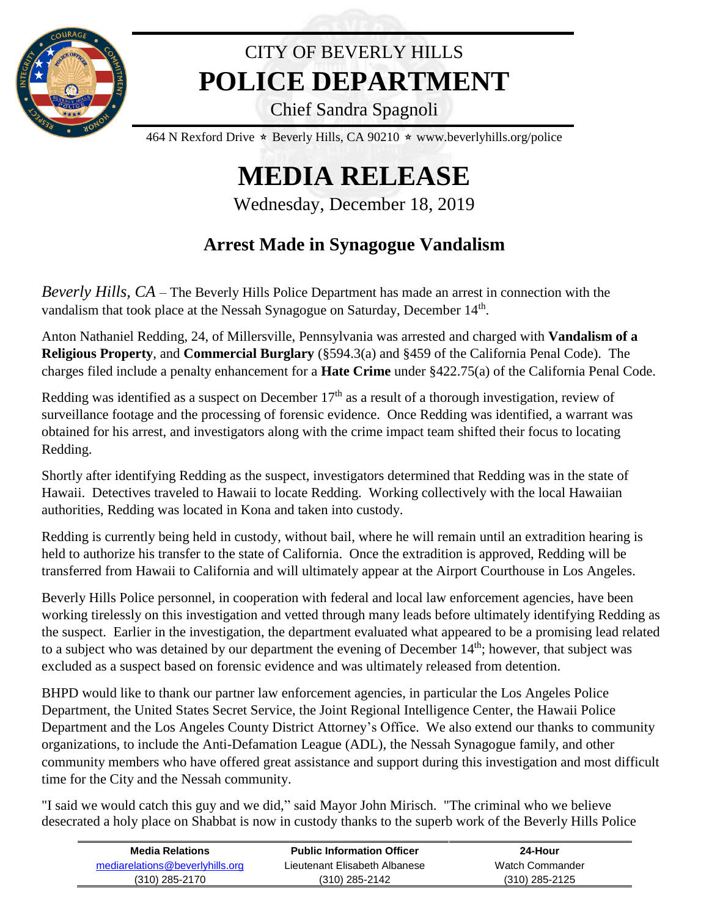# CITY OF BEVERLY HILLS
# POLICE DEPARTMENT

Chief Sandra Spagnoli

464 N Rexford Drive ⭑ Beverly Hills, CA 90210 ⭑ www.beverlyhills.org/police

# MEDIA RELEASE

Wednesday, December 18, 2019

## Arrest Made in Synagogue Vandalism

*Beverly Hills, CA* – The Beverly Hills Police Department has made an arrest in connection with the vandalism that took place at the Nessah Synagogue on Saturday, December 14th.

Anton Nathaniel Redding, 24, of Millersville, Pennsylvania was arrested and charged with **Vandalism of a Religious Property**, and **Commercial Burglary** (§594.3(a) and §459 of the California Penal Code). The charges filed include a penalty enhancement for a **Hate Crime** under §422.75(a) of the California Penal Code.

Redding was identified as a suspect on December 17th as a result of a thorough investigation, review of surveillance footage and the processing of forensic evidence. Once Redding was identified, a warrant was obtained for his arrest, and investigators along with the crime impact team shifted their focus to locating Redding.

Shortly after identifying Redding as the suspect, investigators determined that Redding was in the state of Hawaii. Detectives traveled to Hawaii to locate Redding. Working collectively with the local Hawaiian authorities, Redding was located in Kona and taken into custody.

Redding is currently being held in custody, without bail, where he will remain until an extradition hearing is held to authorize his transfer to the state of California. Once the extradition is approved, Redding will be transferred from Hawaii to California and will ultimately appear at the Airport Courthouse in Los Angeles.

Beverly Hills Police personnel, in cooperation with federal and local law enforcement agencies, have been working tirelessly on this investigation and vetted through many leads before ultimately identifying Redding as the suspect. Earlier in the investigation, the department evaluated what appeared to be a promising lead related to a subject who was detained by our department the evening of December 14th; however, that subject was excluded as a suspect based on forensic evidence and was ultimately released from detention.

BHPD would like to thank our partner law enforcement agencies, in particular the Los Angeles Police Department, the United States Secret Service, the Joint Regional Intelligence Center, the Hawaii Police Department and the Los Angeles County District Attorney's Office. We also extend our thanks to community organizations, to include the Anti-Defamation League (ADL), the Nessah Synagogue family, and other community members who have offered great assistance and support during this investigation and most difficult time for the City and the Nessah community.

"I said we would catch this guy and we did," said Mayor John Mirisch. "The criminal who we believe desecrated a holy place on Shabbat is now in custody thanks to the superb work of the Beverly Hills Police

| Media Relations | Public Information Officer | 24-Hour |
|---|---|---|
| mediarelations@beverlyhills.org | Lieutenant Elisabeth Albanese | Watch Commander |
| (310) 285-2170 | (310) 285-2142 | (310) 285-2125 |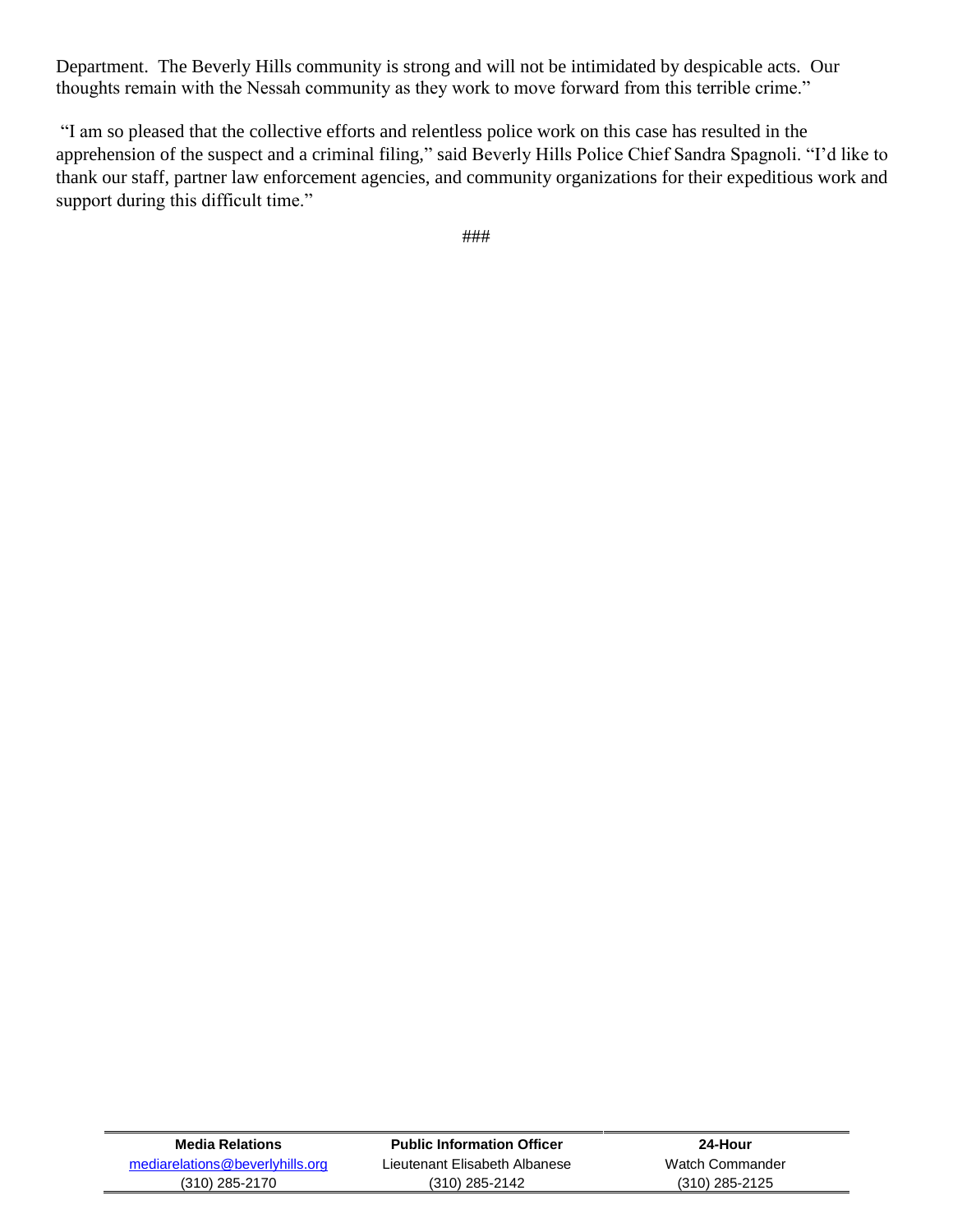Department. The Beverly Hills community is strong and will not be intimidated by despicable acts. Our thoughts remain with the Nessah community as they work to move forward from this terrible crime."

"I am so pleased that the collective efforts and relentless police work on this case has resulted in the apprehension of the suspect and a criminal filing," said Beverly Hills Police Chief Sandra Spagnoli. "I'd like to thank our staff, partner law enforcement agencies, and community organizations for their expeditious work and support during this difficult time."

###